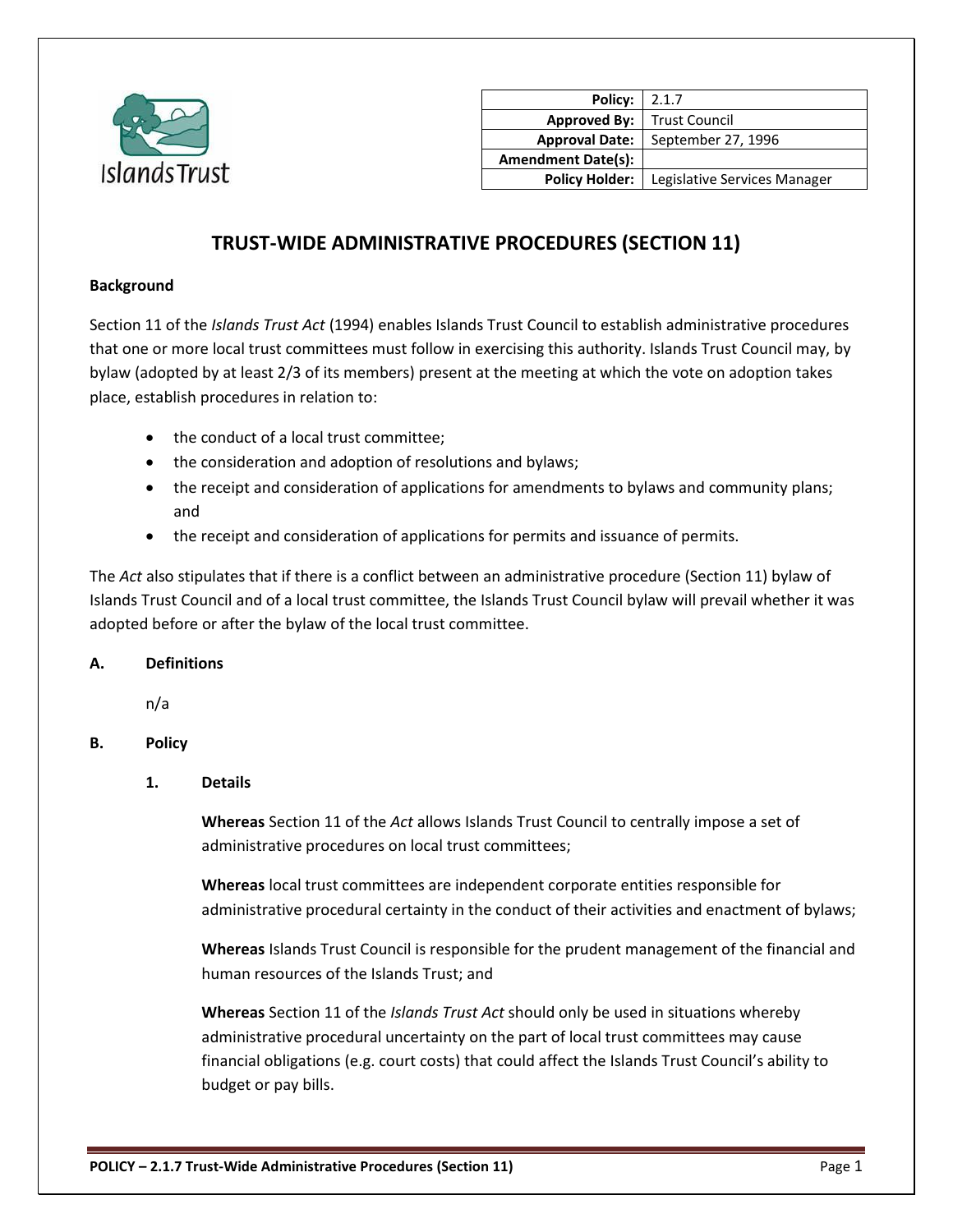| Policy: | 2.1.7 |
| --- | --- |
| Approved By: | Trust Council |
| Approval Date: | September 27, 1996 |
| Amendment Date(s): | |
| Policy Holder: | Legislative Services Manager |

# TRUST-WIDE ADMINISTRATIVE PROCEDURES (SECTION 11)

**Background**

Section 11 of the *Islands Trust Act* (1994) enables Islands Trust Council to establish administrative procedures that one or more local trust committees must follow in exercising this authority. Islands Trust Council may, by bylaw (adopted by at least 2/3 of its members) present at the meeting at which the vote on adoption takes place, establish procedures in relation to:

- the conduct of a local trust committee;
- the consideration and adoption of resolutions and bylaws;
- the receipt and consideration of applications for amendments to bylaws and community plans; and
- the receipt and consideration of applications for permits and issuance of permits.

The *Act* also stipulates that if there is a conflict between an administrative procedure (Section 11) bylaw of Islands Trust Council and of a local trust committee, the Islands Trust Council bylaw will prevail whether it was adopted before or after the bylaw of the local trust committee.

## A. Definitions

n/a

## B. Policy

### 1. Details

**Whereas** Section 11 of the *Act* allows Islands Trust Council to centrally impose a set of administrative procedures on local trust committees;

**Whereas** local trust committees are independent corporate entities responsible for administrative procedural certainty in the conduct of their activities and enactment of bylaws;

**Whereas** Islands Trust Council is responsible for the prudent management of the financial and human resources of the Islands Trust; and

**Whereas** Section 11 of the *Islands Trust Act* should only be used in situations whereby administrative procedural uncertainty on the part of local trust committees may cause financial obligations (e.g. court costs) that could affect the Islands Trust Council's ability to budget or pay bills.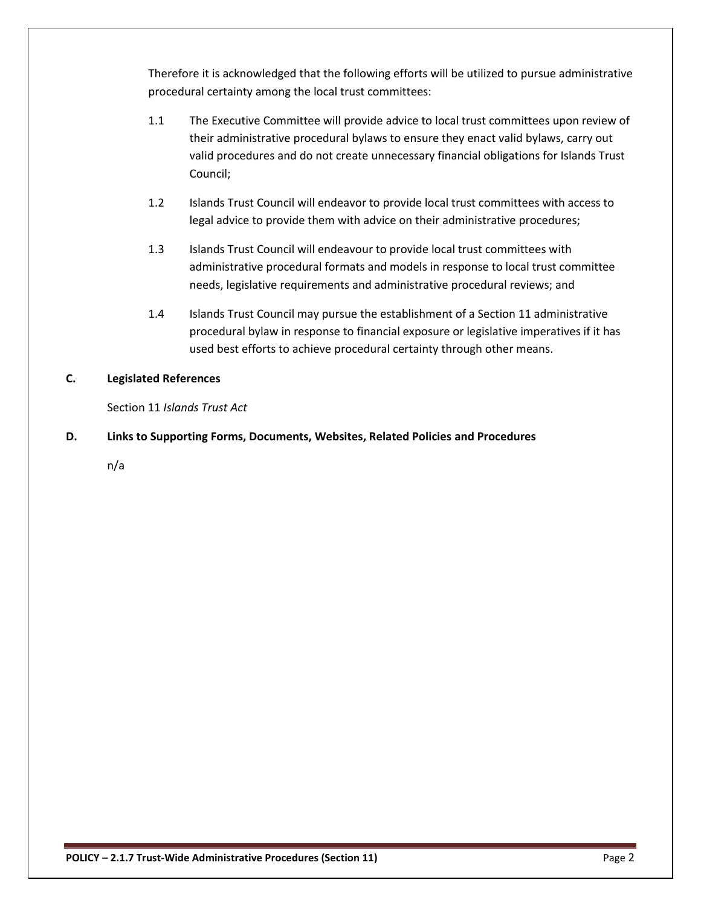Therefore it is acknowledged that the following efforts will be utilized to pursue administrative procedural certainty among the local trust committees:

1.1 The Executive Committee will provide advice to local trust committees upon review of their administrative procedural bylaws to ensure they enact valid bylaws, carry out valid procedures and do not create unnecessary financial obligations for Islands Trust Council;

1.2 Islands Trust Council will endeavor to provide local trust committees with access to legal advice to provide them with advice on their administrative procedures;

1.3 Islands Trust Council will endeavour to provide local trust committees with administrative procedural formats and models in response to local trust committee needs, legislative requirements and administrative procedural reviews; and

1.4 Islands Trust Council may pursue the establishment of a Section 11 administrative procedural bylaw in response to financial exposure or legislative imperatives if it has used best efforts to achieve procedural certainty through other means.

## C. Legislated References

Section 11 *Islands Trust Act*

## D. Links to Supporting Forms, Documents, Websites, Related Policies and Procedures

n/a